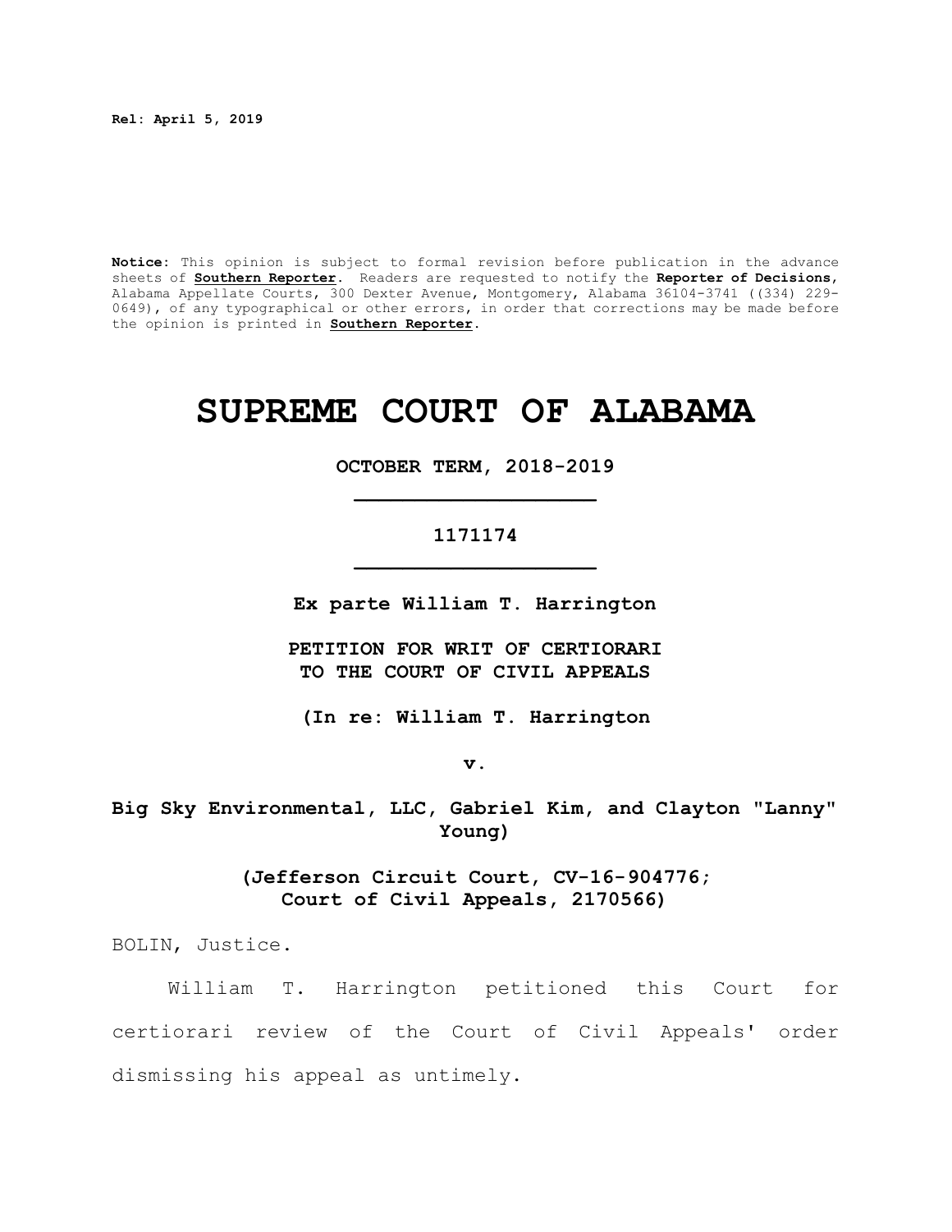**Rel: April 5, 2019**

**Notice:** This opinion is subject to formal revision before publication in the advance sheets of **Southern Reporter**. Readers are requested to notify the **Reporter of Decisions**, Alabama Appellate Courts, 300 Dexter Avenue, Montgomery, Alabama 36104-3741 ((334) 229-0649), of any typographical or other errors, in order that corrections may be made before the opinion is printed in **Southern Reporter**.

# SUPREME COURT OF ALABAMA

**OCTOBER TERM, 2018-2019**

**1171174**

**Ex parte William T. Harrington**

**PETITION FOR WRIT OF CERTIORARI TO THE COURT OF CIVIL APPEALS**

**(In re: William T. Harrington**

**v.**

**Big Sky Environmental, LLC, Gabriel Kim, and Clayton "Lanny" Young)**

**(Jefferson Circuit Court, CV-16-904776; Court of Civil Appeals, 2170566)**

BOLIN, Justice.

William T. Harrington petitioned this Court for certiorari review of the Court of Civil Appeals' order dismissing his appeal as untimely.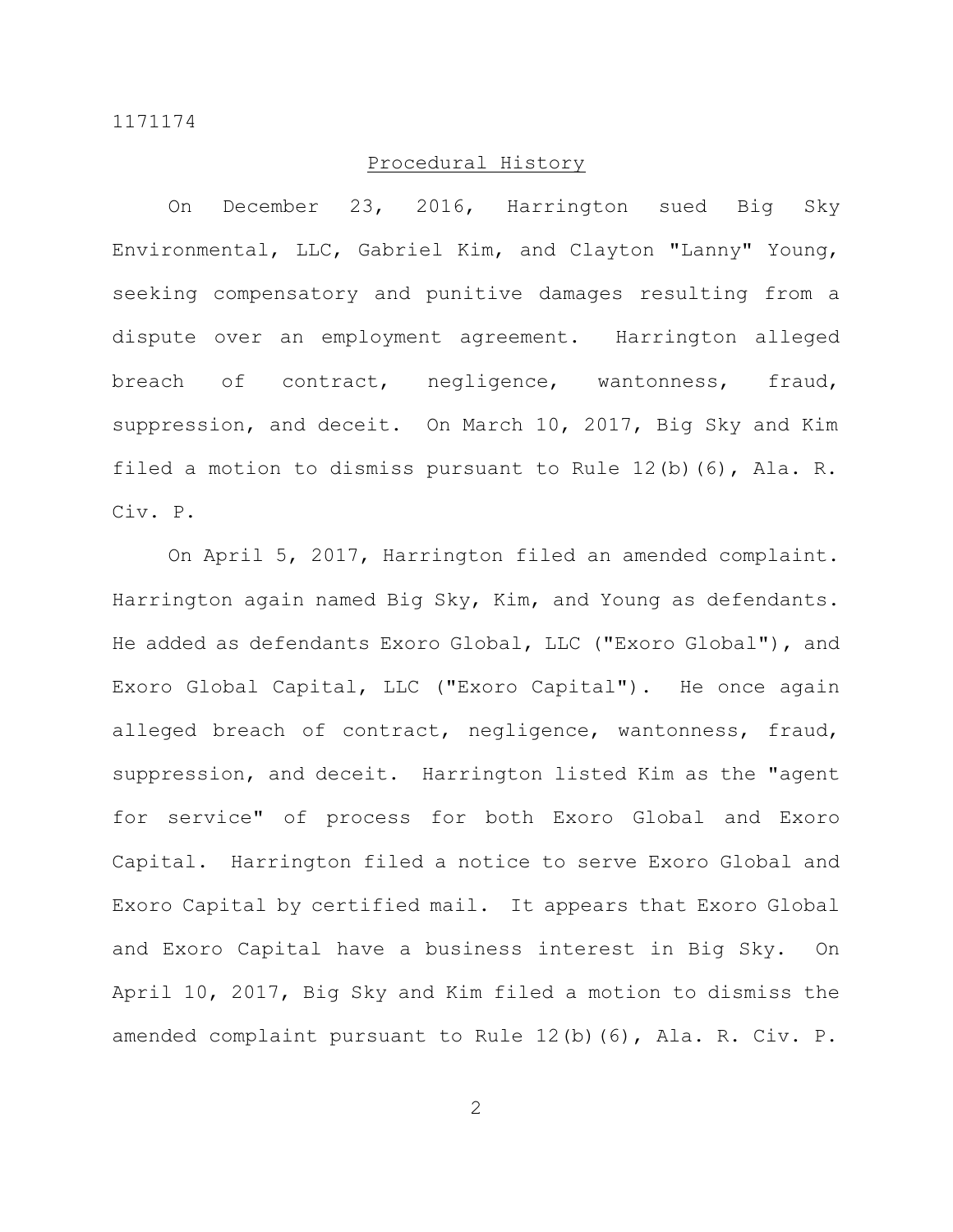## Procedural History

On December 23, 2016, Harrington sued Big Sky Environmental, LLC, Gabriel Kim, and Clayton "Lanny" Young, seeking compensatory and punitive damages resulting from a dispute over an employment agreement. Harrington alleged breach of contract, negligence, wantonness, fraud, suppression, and deceit. On March 10, 2017, Big Sky and Kim filed a motion to dismiss pursuant to Rule 12(b)(6), Ala. R. Civ. P.

On April 5, 2017, Harrington filed an amended complaint. Harrington again named Big Sky, Kim, and Young as defendants. He added as defendants Exoro Global, LLC ("Exoro Global"), and Exoro Global Capital, LLC ("Exoro Capital"). He once again alleged breach of contract, negligence, wantonness, fraud, suppression, and deceit. Harrington listed Kim as the "agent for service" of process for both Exoro Global and Exoro Capital. Harrington filed a notice to serve Exoro Global and Exoro Capital by certified mail. It appears that Exoro Global and Exoro Capital have a business interest in Big Sky. On April 10, 2017, Big Sky and Kim filed a motion to dismiss the amended complaint pursuant to Rule 12(b)(6), Ala. R. Civ. P.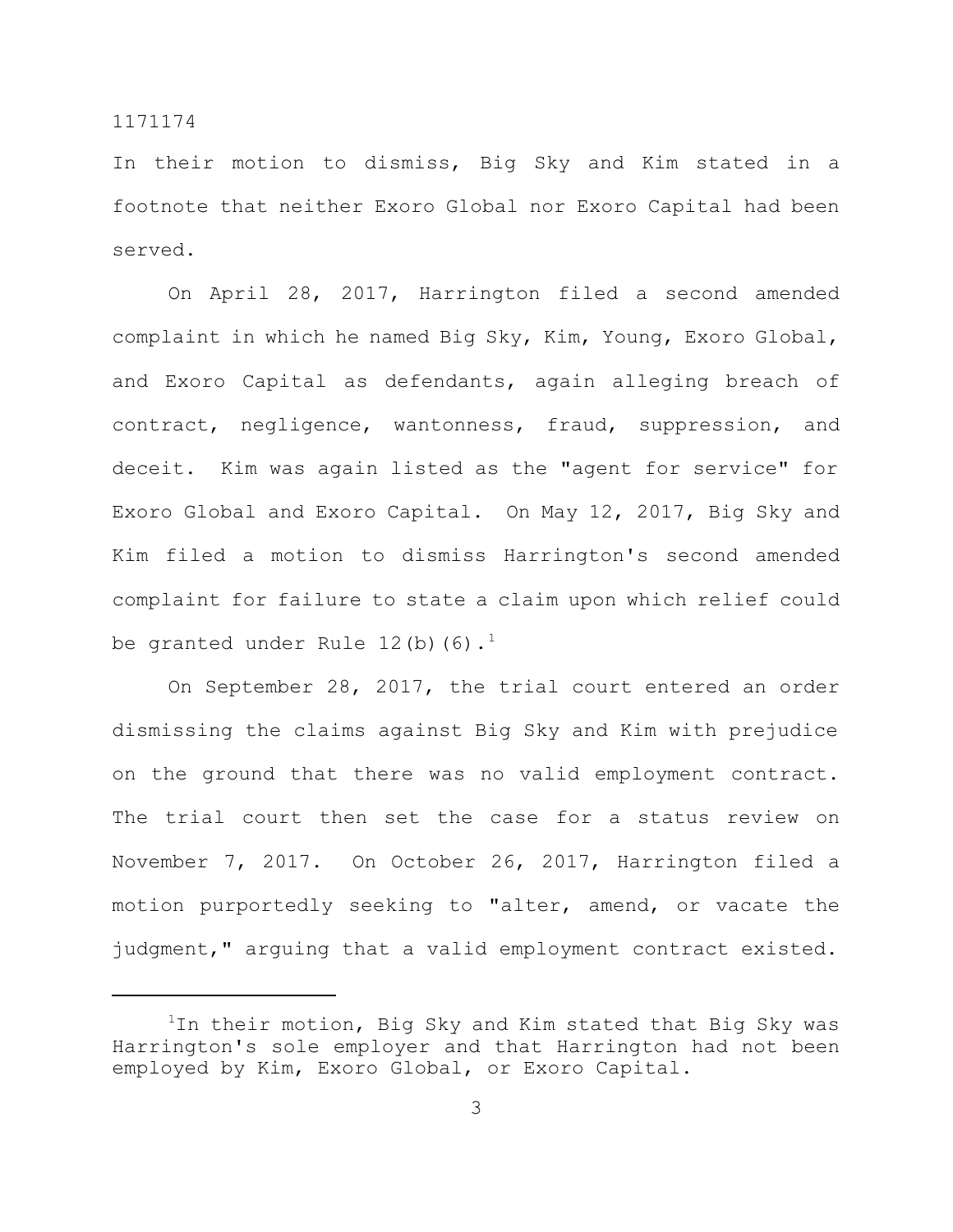In their motion to dismiss, Big Sky and Kim stated in a footnote that neither Exoro Global nor Exoro Capital had been served.

On April 28, 2017, Harrington filed a second amended complaint in which he named Big Sky, Kim, Young, Exoro Global, and Exoro Capital as defendants, again alleging breach of contract, negligence, wantonness, fraud, suppression, and deceit. Kim was again listed as the "agent for service" for Exoro Global and Exoro Capital. On May 12, 2017, Big Sky and Kim filed a motion to dismiss Harrington's second amended complaint for failure to state a claim upon which relief could be granted under Rule 12(b)(6).[1]

On September 28, 2017, the trial court entered an order dismissing the claims against Big Sky and Kim with prejudice on the ground that there was no valid employment contract. The trial court then set the case for a status review on November 7, 2017. On October 26, 2017, Harrington filed a motion purportedly seeking to "alter, amend, or vacate the judgment," arguing that a valid employment contract existed.

---

[1] In their motion, Big Sky and Kim stated that Big Sky was Harrington's sole employer and that Harrington had not been employed by Kim, Exoro Global, or Exoro Capital.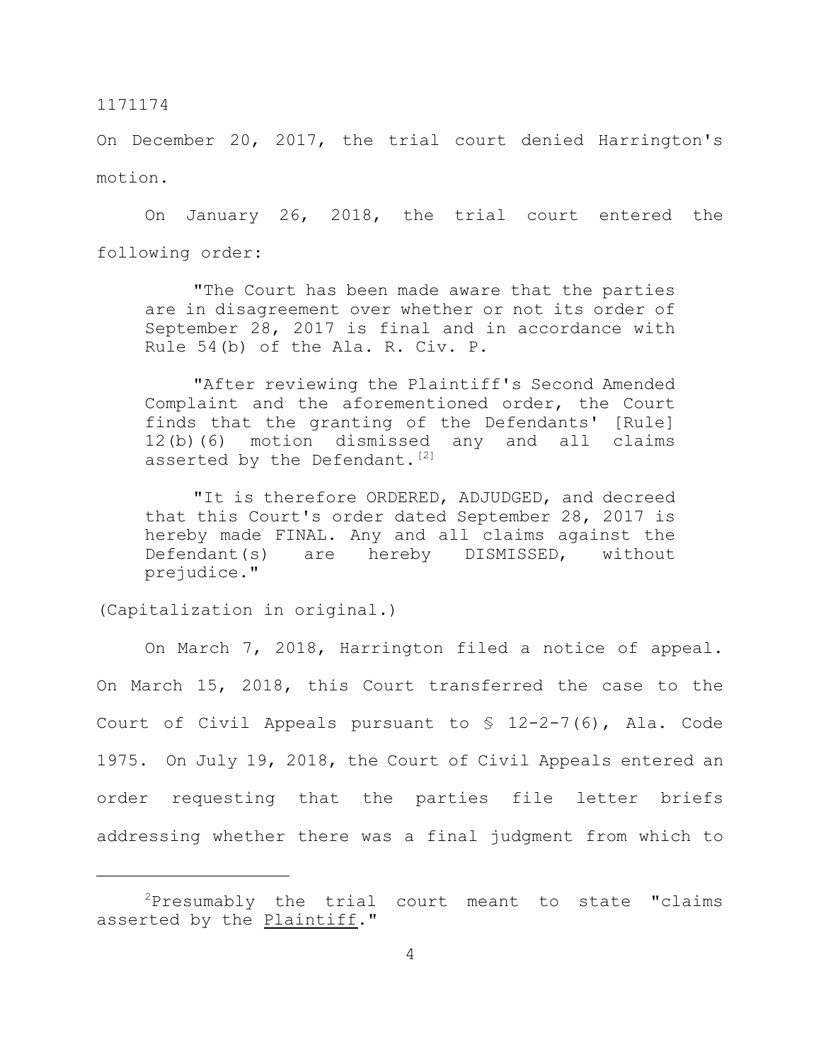On December 20, 2017, the trial court denied Harrington's motion.

On January 26, 2018, the trial court entered the following order:

> "The Court has been made aware that the parties are in disagreement over whether or not its order of September 28, 2017 is final and in accordance with Rule 54(b) of the Ala. R. Civ. P.
>
> "After reviewing the Plaintiff's Second Amended Complaint and the aforementioned order, the Court finds that the granting of the Defendants' [Rule] 12(b)(6) motion dismissed any and all claims asserted by the Defendant.[2]
>
> "It is therefore ORDERED, ADJUDGED, and decreed that this Court's order dated September 28, 2017 is hereby made FINAL. Any and all claims against the Defendant(s) are hereby DISMISSED, without prejudice."

(Capitalization in original.)

On March 7, 2018, Harrington filed a notice of appeal. On March 15, 2018, this Court transferred the case to the Court of Civil Appeals pursuant to § 12-2-7(6), Ala. Code 1975. On July 19, 2018, the Court of Civil Appeals entered an order requesting that the parties file letter briefs addressing whether there was a final judgment from which to

---

[2]Presumably the trial court meant to state "claims asserted by the <u>Plaintiff</u>."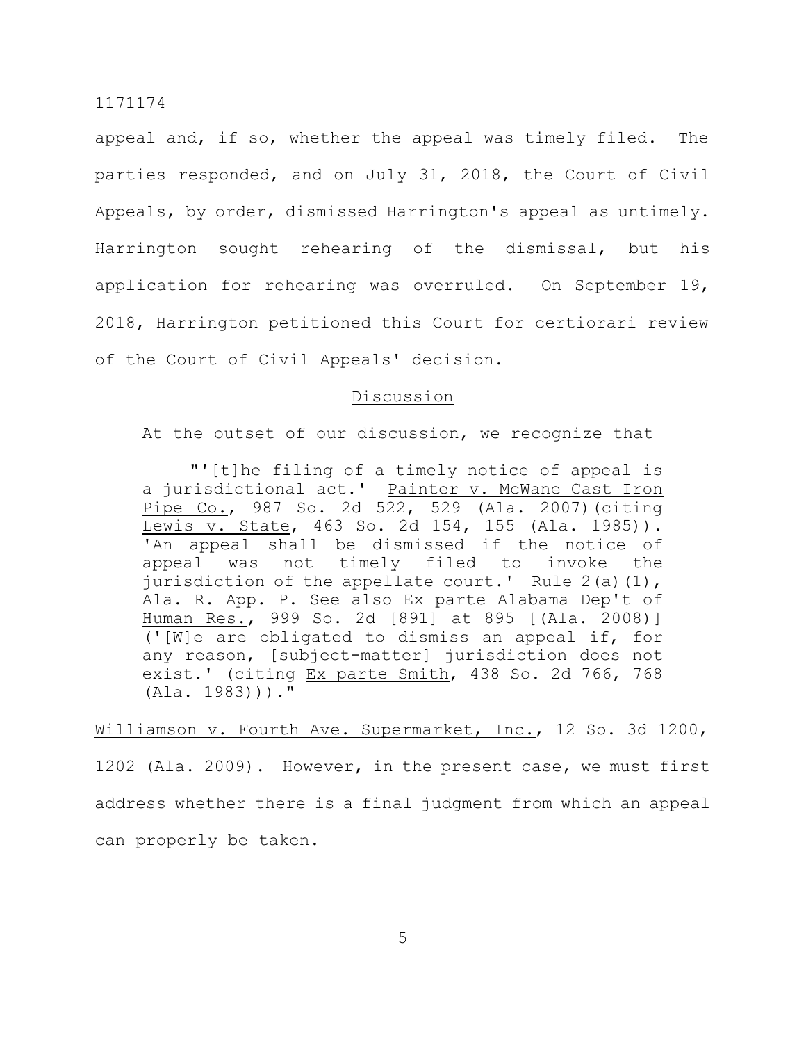appeal and, if so, whether the appeal was timely filed. The parties responded, and on July 31, 2018, the Court of Civil Appeals, by order, dismissed Harrington's appeal as untimely. Harrington sought rehearing of the dismissal, but his application for rehearing was overruled. On September 19, 2018, Harrington petitioned this Court for certiorari review of the Court of Civil Appeals' decision.

## Discussion

At the outset of our discussion, we recognize that

> "'[t]he filing of a timely notice of appeal is a jurisdictional act.' Painter v. McWane Cast Iron Pipe Co., 987 So. 2d 522, 529 (Ala. 2007)(citing Lewis v. State, 463 So. 2d 154, 155 (Ala. 1985)). 'An appeal shall be dismissed if the notice of appeal was not timely filed to invoke the jurisdiction of the appellate court.' Rule 2(a)(1), Ala. R. App. P. See also Ex parte Alabama Dep't of Human Res., 999 So. 2d [891] at 895 [(Ala. 2008)] ('[W]e are obligated to dismiss an appeal if, for any reason, [subject-matter] jurisdiction does not exist.' (citing Ex parte Smith, 438 So. 2d 766, 768 (Ala. 1983)))."

Williamson v. Fourth Ave. Supermarket, Inc., 12 So. 3d 1200, 1202 (Ala. 2009). However, in the present case, we must first address whether there is a final judgment from which an appeal can properly be taken.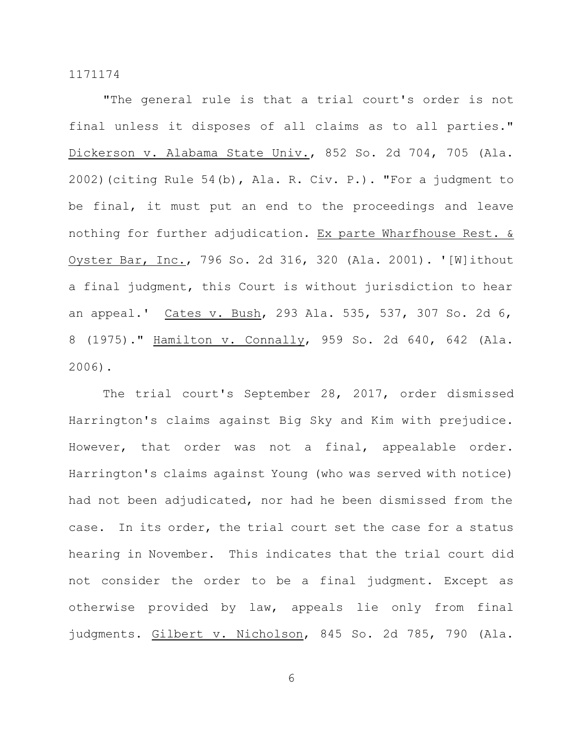"The general rule is that a trial court's order is not final unless it disposes of all claims as to all parties." Dickerson v. Alabama State Univ., 852 So. 2d 704, 705 (Ala. 2002)(citing Rule 54(b), Ala. R. Civ. P.). "For a judgment to be final, it must put an end to the proceedings and leave nothing for further adjudication. Ex parte Wharfhouse Rest. & Oyster Bar, Inc., 796 So. 2d 316, 320 (Ala. 2001). '[W]ithout a final judgment, this Court is without jurisdiction to hear an appeal.' Cates v. Bush, 293 Ala. 535, 537, 307 So. 2d 6, 8 (1975)." Hamilton v. Connally, 959 So. 2d 640, 642 (Ala. 2006).

The trial court's September 28, 2017, order dismissed Harrington's claims against Big Sky and Kim with prejudice. However, that order was not a final, appealable order. Harrington's claims against Young (who was served with notice) had not been adjudicated, nor had he been dismissed from the case. In its order, the trial court set the case for a status hearing in November. This indicates that the trial court did not consider the order to be a final judgment. Except as otherwise provided by law, appeals lie only from final judgments. Gilbert v. Nicholson, 845 So. 2d 785, 790 (Ala.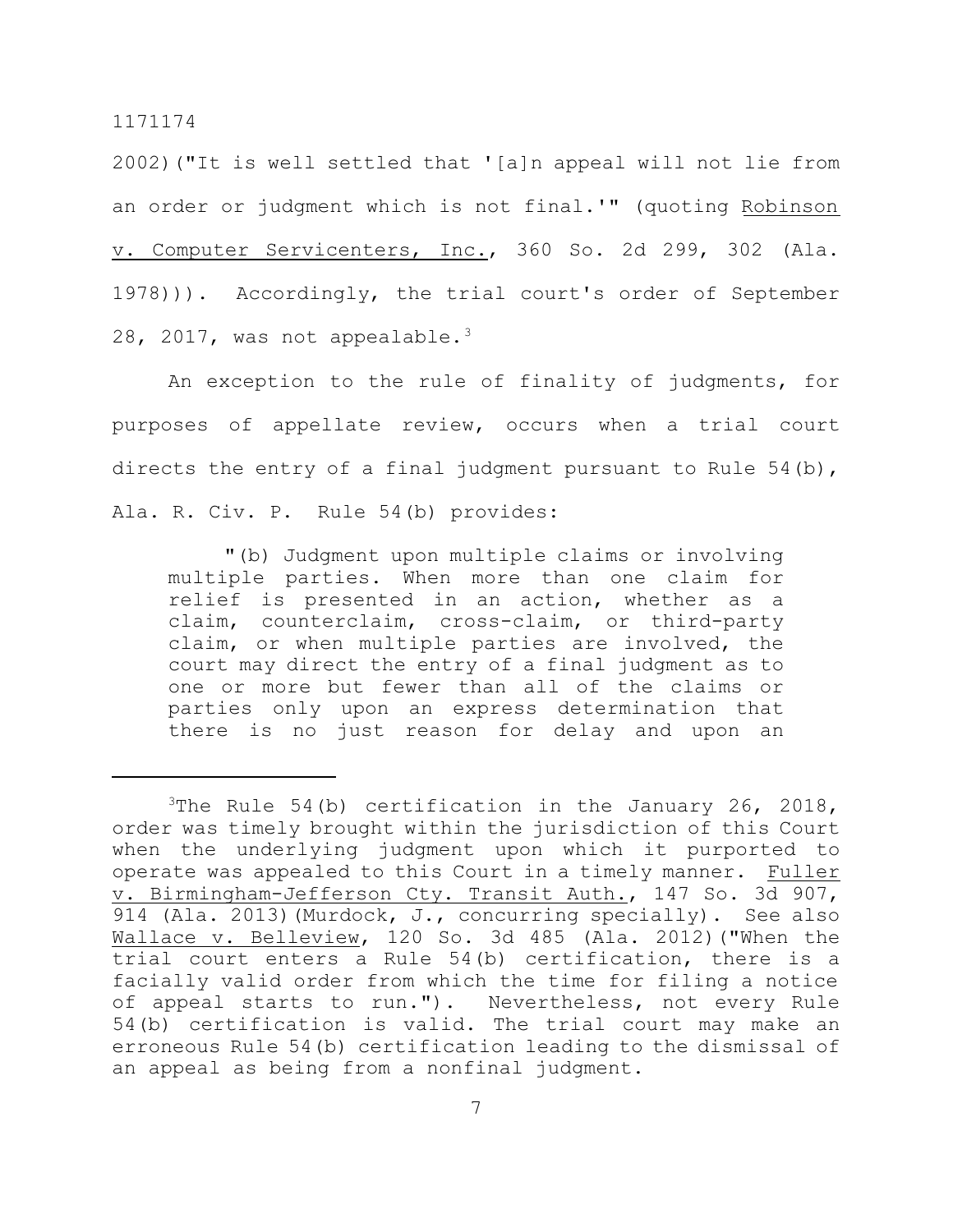2002)("It is well settled that '[a]n appeal will not lie from an order or judgment which is not final.'" (quoting Robinson v. Computer Servicenters, Inc., 360 So. 2d 299, 302 (Ala. 1978))). Accordingly, the trial court's order of September 28, 2017, was not appealable.[3]

An exception to the rule of finality of judgments, for purposes of appellate review, occurs when a trial court directs the entry of a final judgment pursuant to Rule 54(b), Ala. R. Civ. P. Rule 54(b) provides:

> "(b) Judgment upon multiple claims or involving multiple parties. When more than one claim for relief is presented in an action, whether as a claim, counterclaim, cross-claim, or third-party claim, or when multiple parties are involved, the court may direct the entry of a final judgment as to one or more but fewer than all of the claims or parties only upon an express determination that there is no just reason for delay and upon an

---

[3]The Rule 54(b) certification in the January 26, 2018, order was timely brought within the jurisdiction of this Court when the underlying judgment upon which it purported to operate was appealed to this Court in a timely manner. Fuller v. Birmingham-Jefferson Cty. Transit Auth., 147 So. 3d 907, 914 (Ala. 2013)(Murdock, J., concurring specially). See also Wallace v. Belleview, 120 So. 3d 485 (Ala. 2012)("When the trial court enters a Rule 54(b) certification, there is a facially valid order from which the time for filing a notice of appeal starts to run."). Nevertheless, not every Rule 54(b) certification is valid. The trial court may make an erroneous Rule 54(b) certification leading to the dismissal of an appeal as being from a nonfinal judgment.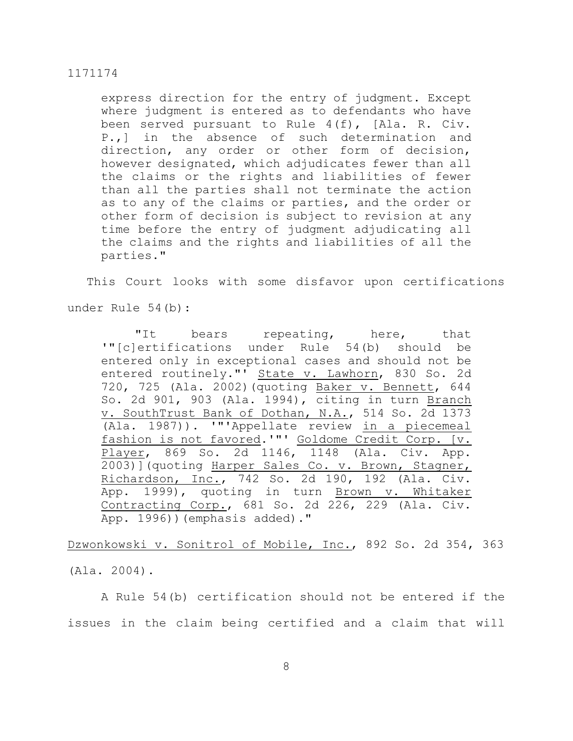> express direction for the entry of judgment. Except where judgment is entered as to defendants who have been served pursuant to Rule 4(f), [Ala. R. Civ. P.,] in the absence of such determination and direction, any order or other form of decision, however designated, which adjudicates fewer than all the claims or the rights and liabilities of fewer than all the parties shall not terminate the action as to any of the claims or parties, and the order or other form of decision is subject to revision at any time before the entry of judgment adjudicating all the claims and the rights and liabilities of all the parties."

This Court looks with some disfavor upon certifications under Rule 54(b):

> "It bears repeating, here, that '"[c]ertifications under Rule 54(b) should be entered only in exceptional cases and should not be entered routinely."' State v. Lawhorn, 830 So. 2d 720, 725 (Ala. 2002)(quoting Baker v. Bennett, 644 So. 2d 901, 903 (Ala. 1994), citing in turn Branch v. SouthTrust Bank of Dothan, N.A., 514 So. 2d 1373 (Ala. 1987)). '"'Appellate review in a piecemeal fashion is not favored.'"' Goldome Credit Corp. [v. Player, 869 So. 2d 1146, 1148 (Ala. Civ. App. 2003)](quoting Harper Sales Co. v. Brown, Stagner, Richardson, Inc., 742 So. 2d 190, 192 (Ala. Civ. App. 1999), quoting in turn Brown v. Whitaker Contracting Corp., 681 So. 2d 226, 229 (Ala. Civ. App. 1996))(emphasis added)."

Dzwonkowski v. Sonitrol of Mobile, Inc., 892 So. 2d 354, 363 (Ala. 2004).

A Rule 54(b) certification should not be entered if the issues in the claim being certified and a claim that will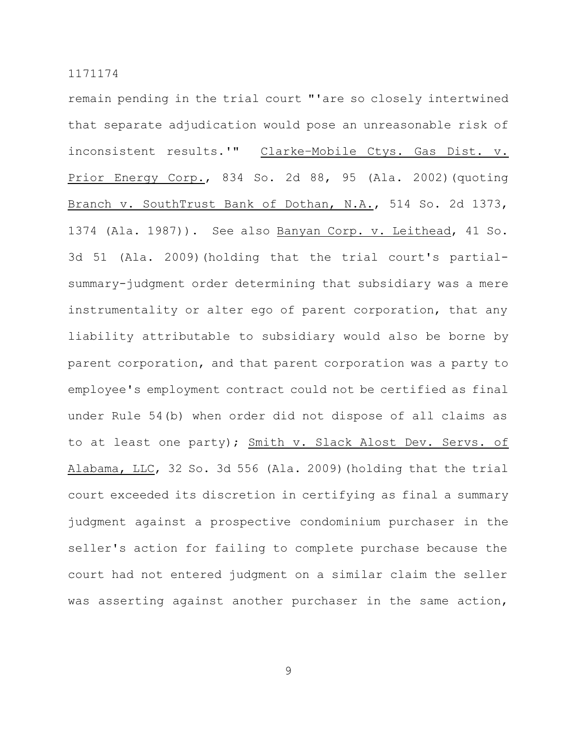remain pending in the trial court "'are so closely intertwined that separate adjudication would pose an unreasonable risk of inconsistent results.'" Clarke-Mobile Ctys. Gas Dist. v. Prior Energy Corp., 834 So. 2d 88, 95 (Ala. 2002)(quoting Branch v. SouthTrust Bank of Dothan, N.A., 514 So. 2d 1373, 1374 (Ala. 1987)). See also Banyan Corp. v. Leithead, 41 So. 3d 51 (Ala. 2009)(holding that the trial court's partial-summary-judgment order determining that subsidiary was a mere instrumentality or alter ego of parent corporation, that any liability attributable to subsidiary would also be borne by parent corporation, and that parent corporation was a party to employee's employment contract could not be certified as final under Rule 54(b) when order did not dispose of all claims as to at least one party); Smith v. Slack Alost Dev. Servs. of Alabama, LLC, 32 So. 3d 556 (Ala. 2009)(holding that the trial court exceeded its discretion in certifying as final a summary judgment against a prospective condominium purchaser in the seller's action for failing to complete purchase because the court had not entered judgment on a similar claim the seller was asserting against another purchaser in the same action,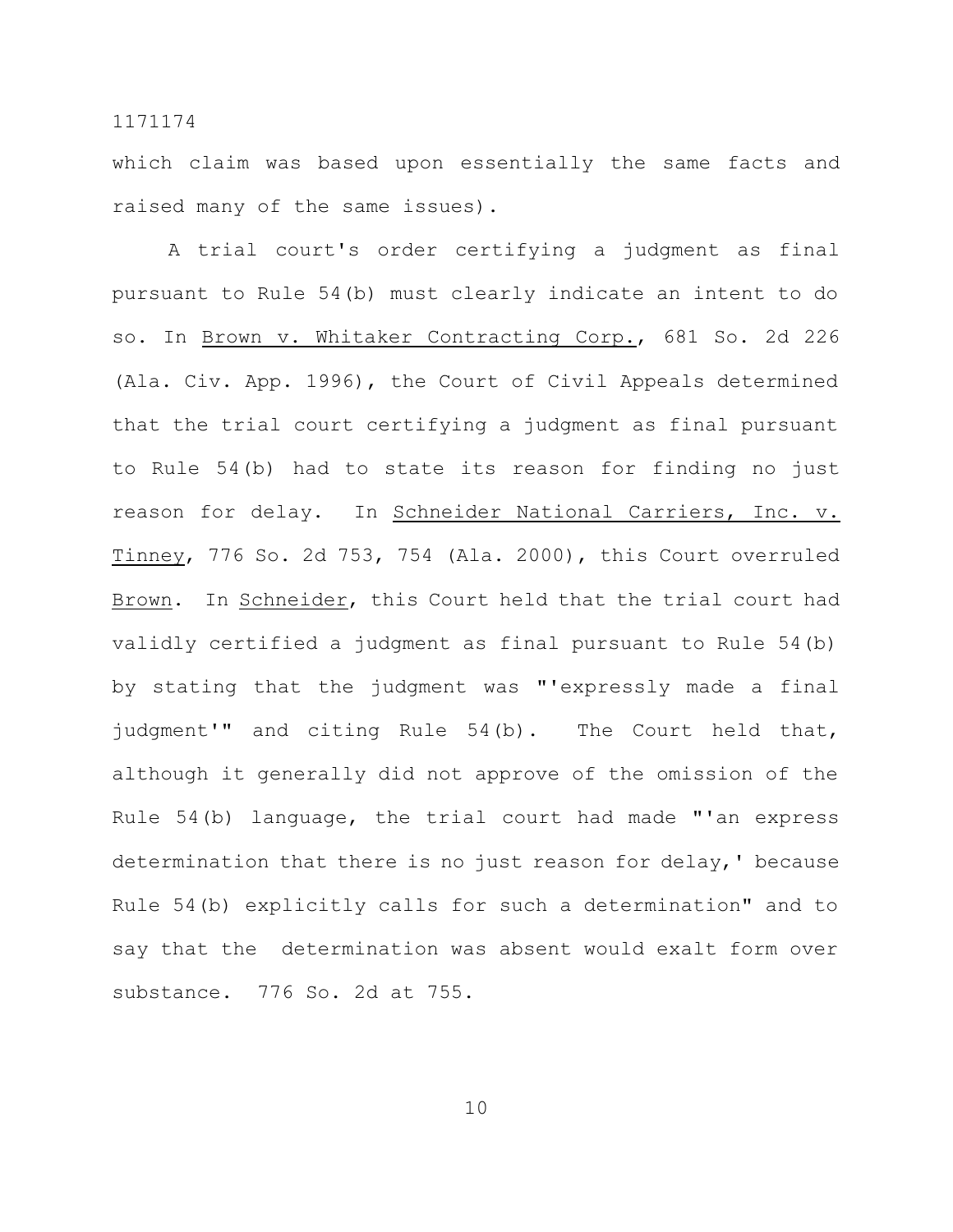which claim was based upon essentially the same facts and raised many of the same issues).

A trial court's order certifying a judgment as final pursuant to Rule 54(b) must clearly indicate an intent to do so. In Brown v. Whitaker Contracting Corp., 681 So. 2d 226 (Ala. Civ. App. 1996), the Court of Civil Appeals determined that the trial court certifying a judgment as final pursuant to Rule 54(b) had to state its reason for finding no just reason for delay. In Schneider National Carriers, Inc. v. Tinney, 776 So. 2d 753, 754 (Ala. 2000), this Court overruled Brown. In Schneider, this Court held that the trial court had validly certified a judgment as final pursuant to Rule 54(b) by stating that the judgment was "'expressly made a final judgment'" and citing Rule 54(b). The Court held that, although it generally did not approve of the omission of the Rule 54(b) language, the trial court had made "'an express determination that there is no just reason for delay,' because Rule 54(b) explicitly calls for such a determination" and to say that the determination was absent would exalt form over substance. 776 So. 2d at 755.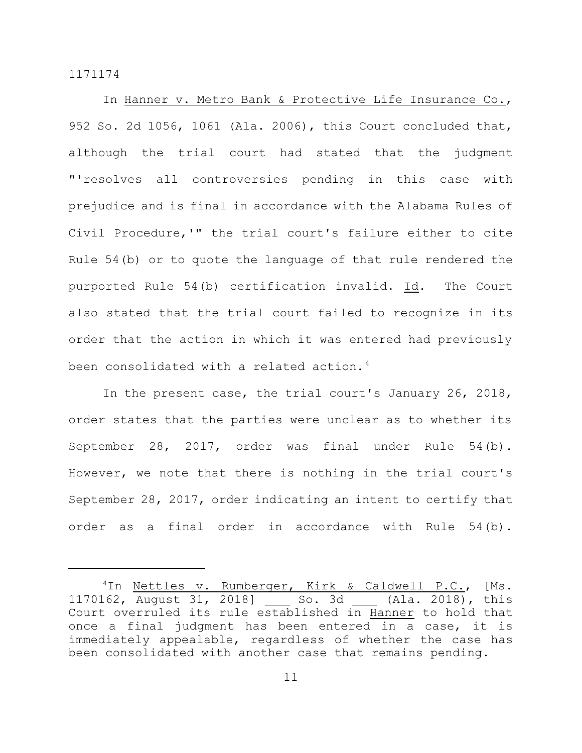In Hanner v. Metro Bank & Protective Life Insurance Co., 952 So. 2d 1056, 1061 (Ala. 2006), this Court concluded that, although the trial court had stated that the judgment "'resolves all controversies pending in this case with prejudice and is final in accordance with the Alabama Rules of Civil Procedure,'" the trial court's failure either to cite Rule 54(b) or to quote the language of that rule rendered the purported Rule 54(b) certification invalid. Id. The Court also stated that the trial court failed to recognize in its order that the action in which it was entered had previously been consolidated with a related action.[4]

In the present case, the trial court's January 26, 2018, order states that the parties were unclear as to whether its September 28, 2017, order was final under Rule 54(b). However, we note that there is nothing in the trial court's September 28, 2017, order indicating an intent to certify that order as a final order in accordance with Rule 54(b).

---

[4]In Nettles v. Rumberger, Kirk & Caldwell P.C., [Ms. 1170162, August 31, 2018] ___ So. 3d ___ (Ala. 2018), this Court overruled its rule established in Hanner to hold that once a final judgment has been entered in a case, it is immediately appealable, regardless of whether the case has been consolidated with another case that remains pending.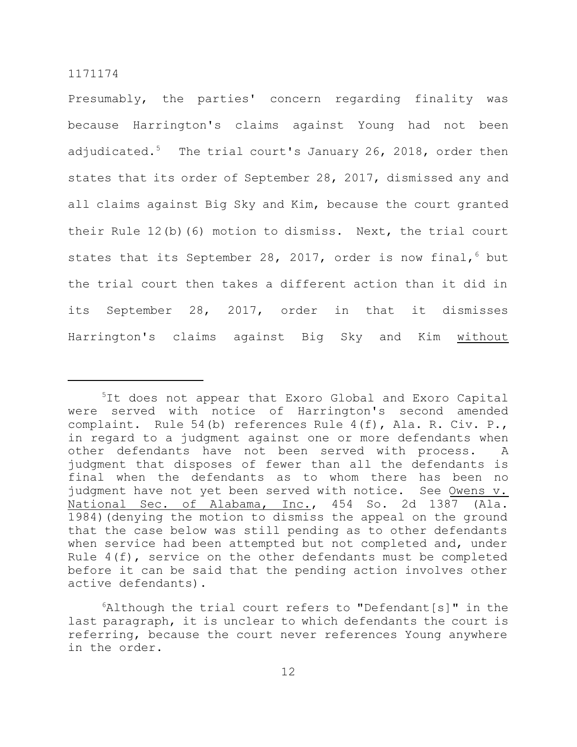Presumably, the parties' concern regarding finality was because Harrington's claims against Young had not been adjudicated.[5] The trial court's January 26, 2018, order then states that its order of September 28, 2017, dismissed any and all claims against Big Sky and Kim, because the court granted their Rule 12(b)(6) motion to dismiss. Next, the trial court states that its September 28, 2017, order is now final,[6] but the trial court then takes a different action than it did in its September 28, 2017, order in that it dismisses Harrington's claims against Big Sky and Kim <u>without</u>

---

[5]It does not appear that Exoro Global and Exoro Capital were served with notice of Harrington's second amended complaint. Rule 54(b) references Rule 4(f), Ala. R. Civ. P., in regard to a judgment against one or more defendants when other defendants have not been served with process. A judgment that disposes of fewer than all the defendants is final when the defendants as to whom there has been no judgment have not yet been served with notice. See <u>Owens v. National Sec. of Alabama, Inc.</u>, 454 So. 2d 1387 (Ala. 1984)(denying the motion to dismiss the appeal on the ground that the case below was still pending as to other defendants when service had been attempted but not completed and, under Rule 4(f), service on the other defendants must be completed before it can be said that the pending action involves other active defendants).

[6]Although the trial court refers to "Defendant[s]" in the last paragraph, it is unclear to which defendants the court is referring, because the court never references Young anywhere in the order.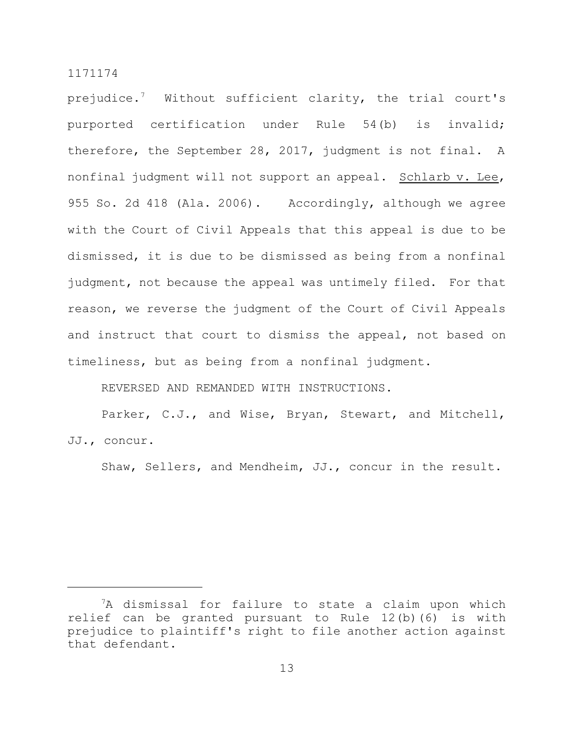prejudice.[7] Without sufficient clarity, the trial court's purported certification under Rule 54(b) is invalid; therefore, the September 28, 2017, judgment is not final. A nonfinal judgment will not support an appeal. Schlarb v. Lee, 955 So. 2d 418 (Ala. 2006). Accordingly, although we agree with the Court of Civil Appeals that this appeal is due to be dismissed, it is due to be dismissed as being from a nonfinal judgment, not because the appeal was untimely filed. For that reason, we reverse the judgment of the Court of Civil Appeals and instruct that court to dismiss the appeal, not based on timeliness, but as being from a nonfinal judgment.

REVERSED AND REMANDED WITH INSTRUCTIONS.

Parker, C.J., and Wise, Bryan, Stewart, and Mitchell, JJ., concur.

Shaw, Sellers, and Mendheim, JJ., concur in the result.

---

[7] A dismissal for failure to state a claim upon which relief can be granted pursuant to Rule 12(b)(6) is with prejudice to plaintiff's right to file another action against that defendant.